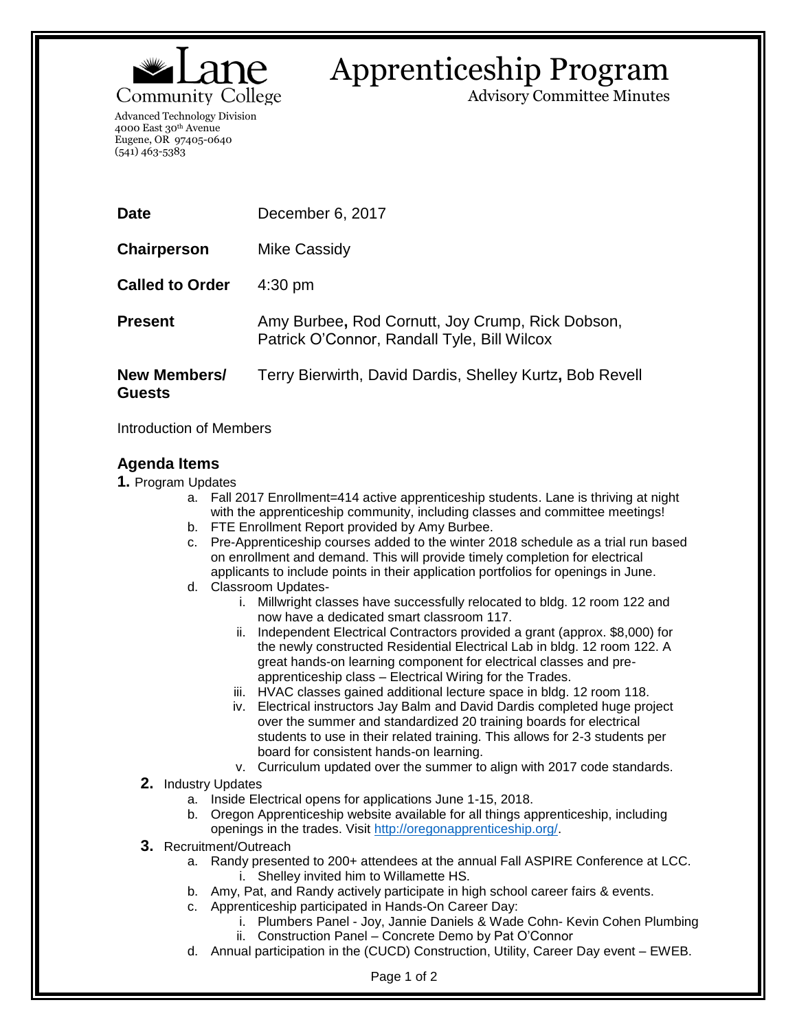Lane Community College

Advanced Technology Division
4000 East 30th Avenue
Eugene, OR 97405-0640
(541) 463-5383

# Apprenticeship Program

Advisory Committee Minutes

| | |
|---|---|
| **Date** | December 6, 2017 |
| **Chairperson** | Mike Cassidy |
| **Called to Order** | 4:30 pm |
| **Present** | Amy Burbee**,** Rod Cornutt, Joy Crump, Rick Dobson, Patrick O'Connor, Randall Tyle, Bill Wilcox |
| **New Members/ Guests** | Terry Bierwirth, David Dardis, Shelley Kurtz**,** Bob Revell |

Introduction of Members

## Agenda Items

**1.** Program Updates
   a. Fall 2017 Enrollment=414 active apprenticeship students. Lane is thriving at night with the apprenticeship community, including classes and committee meetings!
   b. FTE Enrollment Report provided by Amy Burbee.
   c. Pre-Apprenticeship courses added to the winter 2018 schedule as a trial run based on enrollment and demand. This will provide timely completion for electrical applicants to include points in their application portfolios for openings in June.
   d. Classroom Updates-
      i. Millwright classes have successfully relocated to bldg. 12 room 122 and now have a dedicated smart classroom 117.
      ii. Independent Electrical Contractors provided a grant (approx. $8,000) for the newly constructed Residential Electrical Lab in bldg. 12 room 122. A great hands-on learning component for electrical classes and pre-apprenticeship class – Electrical Wiring for the Trades.
      iii. HVAC classes gained additional lecture space in bldg. 12 room 118.
      iv. Electrical instructors Jay Balm and David Dardis completed huge project over the summer and standardized 20 training boards for electrical students to use in their related training. This allows for 2-3 students per board for consistent hands-on learning.
      v. Curriculum updated over the summer to align with 2017 code standards.

**2.** Industry Updates
   a. Inside Electrical opens for applications June 1-15, 2018.
   b. Oregon Apprenticeship website available for all things apprenticeship, including openings in the trades. Visit [http://oregonapprenticeship.org/](http://oregonapprenticeship.org/).

**3.** Recruitment/Outreach
   a. Randy presented to 200+ attendees at the annual Fall ASPIRE Conference at LCC.
      i. Shelley invited him to Willamette HS.
   b. Amy, Pat, and Randy actively participate in high school career fairs & events.
   c. Apprenticeship participated in Hands-On Career Day:
      i. Plumbers Panel - Joy, Jannie Daniels & Wade Cohn- Kevin Cohen Plumbing
      ii. Construction Panel – Concrete Demo by Pat O'Connor
   d. Annual participation in the (CUCD) Construction, Utility, Career Day event – EWEB.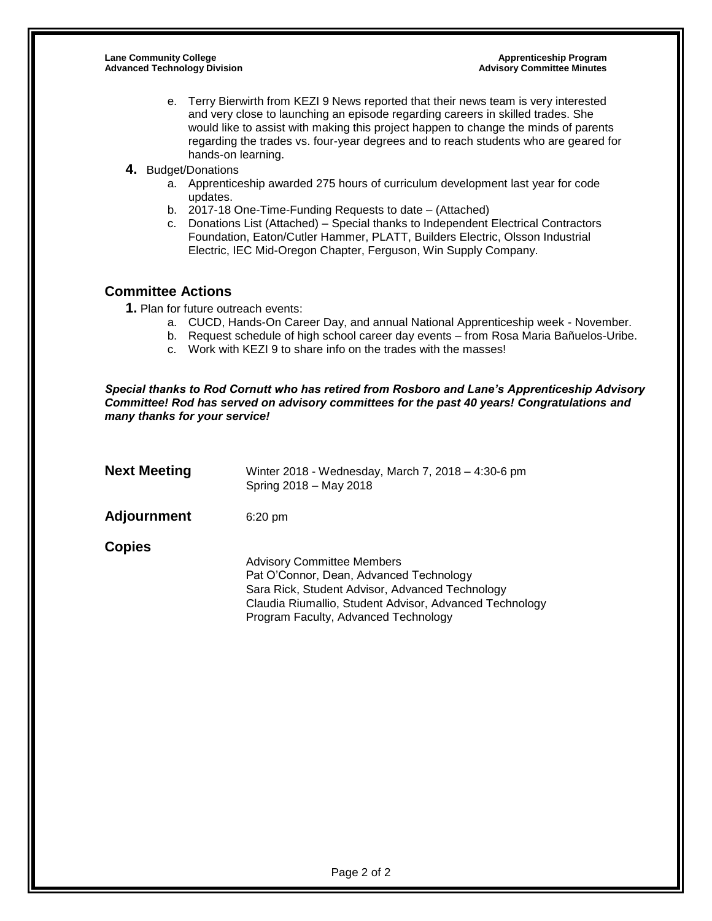e. Terry Bierwirth from KEZI 9 News reported that their news team is very interested and very close to launching an episode regarding careers in skilled trades. She would like to assist with making this project happen to change the minds of parents regarding the trades vs. four-year degrees and to reach students who are geared for hands-on learning.

**4.** Budget/Donations

   a. Apprenticeship awarded 275 hours of curriculum development last year for code updates.
   b. 2017-18 One-Time-Funding Requests to date – (Attached)
   c. Donations List (Attached) – Special thanks to Independent Electrical Contractors Foundation, Eaton/Cutler Hammer, PLATT, Builders Electric, Olsson Industrial Electric, IEC Mid-Oregon Chapter, Ferguson, Win Supply Company.

## Committee Actions

**1.** Plan for future outreach events:

   a. CUCD, Hands-On Career Day, and annual National Apprenticeship week - November.
   b. Request schedule of high school career day events – from Rosa Maria Bañuelos-Uribe.
   c. Work with KEZI 9 to share info on the trades with the masses!

***Special thanks to Rod Cornutt who has retired from Rosboro and Lane's Apprenticeship Advisory Committee! Rod has served on advisory committees for the past 40 years! Congratulations and many thanks for your service!***

**Next Meeting**

Winter 2018 - Wednesday, March 7, 2018 – 4:30-6 pm
Spring 2018 – May 2018

**Adjournment**

6:20 pm

**Copies**

Advisory Committee Members
Pat O'Connor, Dean, Advanced Technology
Sara Rick, Student Advisor, Advanced Technology
Claudia Riumallio, Student Advisor, Advanced Technology
Program Faculty, Advanced Technology